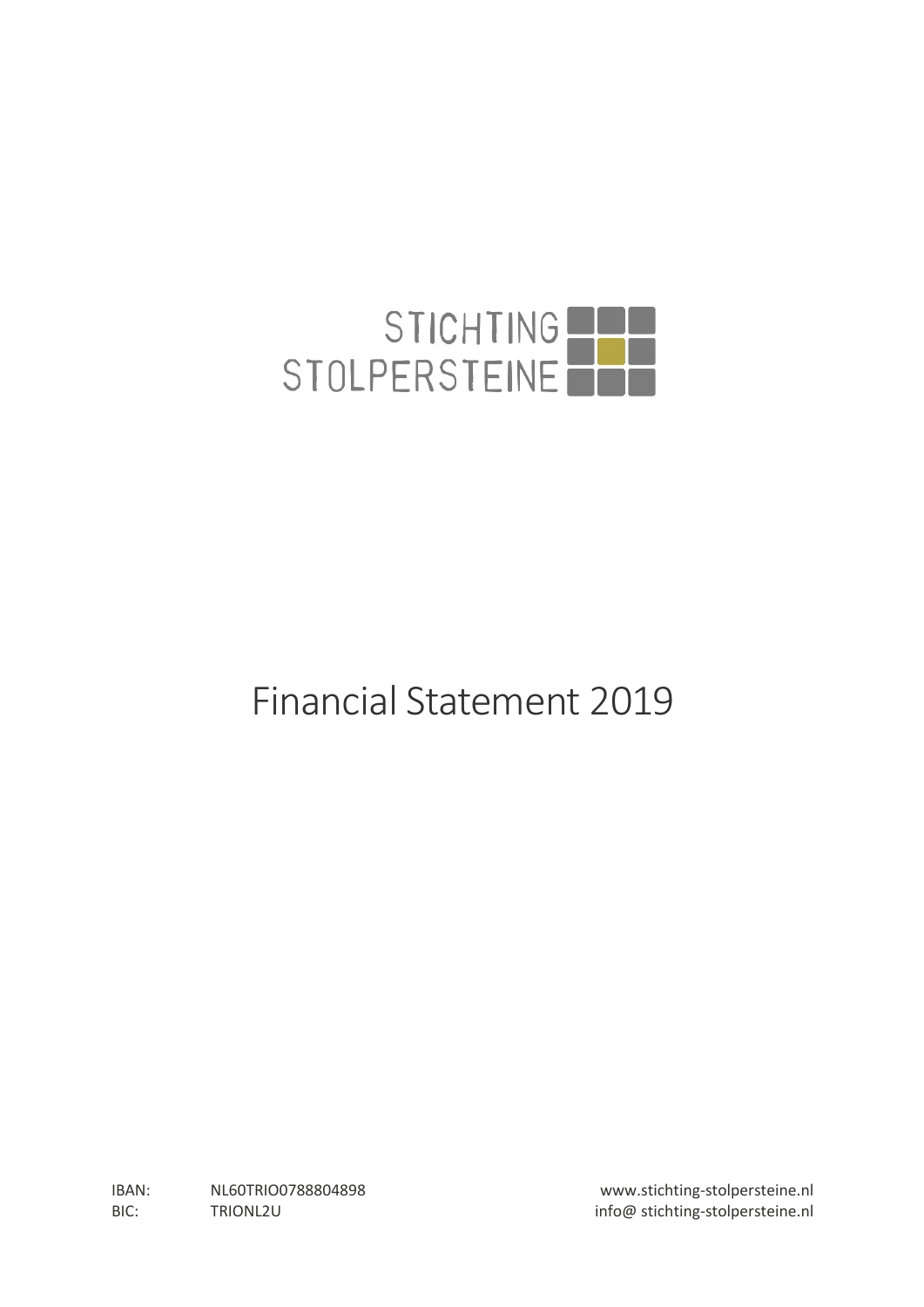STICHTING
STOLPERSTEINE

# Financial Statement 2019

IBAN: NL60TRIO0788804898
BIC: TRIONL2U

www.stichting-stolpersteine.nl
info@ stichting-stolpersteine.nl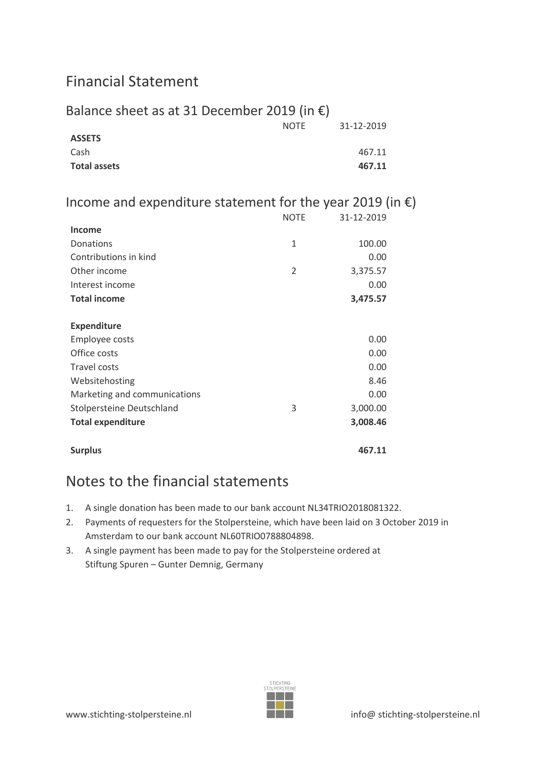# Financial Statement

## Balance sheet as at 31 December 2019 (in €)

| | NOTE | 31-12-2019 |
|---|---|---|
| **ASSETS** | | |
| Cash | | 467.11 |
| **Total assets** | | **467.11** |

## Income and expenditure statement for the year 2019 (in €)

| | NOTE | 31-12-2019 |
|---|---|---|
| **Income** | | |
| Donations | 1 | 100.00 |
| Contributions in kind | | 0.00 |
| Other income | 2 | 3,375.57 |
| Interest income | | 0.00 |
| **Total income** | | **3,475.57** |
| | | |
| **Expenditure** | | |
| Employee costs | | 0.00 |
| Office costs | | 0.00 |
| Travel costs | | 0.00 |
| Websitehosting | | 8.46 |
| Marketing and communications | | 0.00 |
| Stolpersteine Deutschland | 3 | 3,000.00 |
| **Total expenditure** | | **3,008.46** |
| | | |
| **Surplus** | | **467.11** |

# Notes to the financial statements

1. A single donation has been made to our bank account NL34TRIO2018081322.
2. Payments of requesters for the Stolpersteine, which have been laid on 3 October 2019 in Amsterdam to our bank account NL60TRIO0788804898.
3. A single payment has been made to pay for the Stolpersteine ordered at Stiftung Spuren – Gunter Demnig, Germany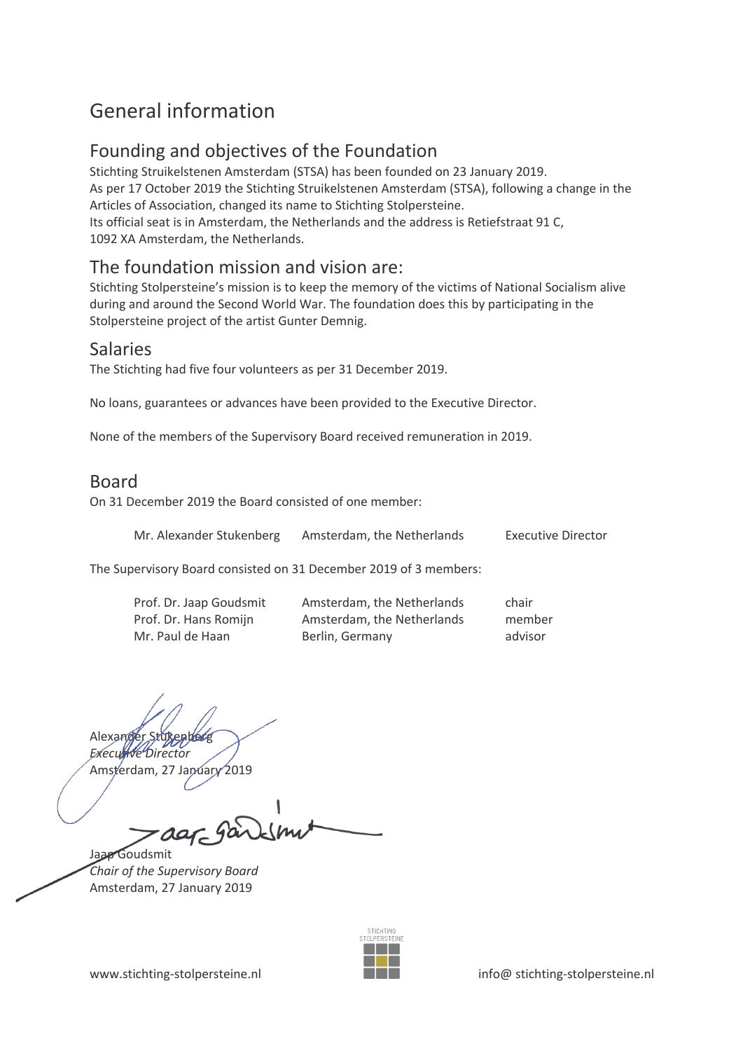# General information

## Founding and objectives of the Foundation

Stichting Struikelstenen Amsterdam (STSA) has been founded on 23 January 2019.
As per 17 October 2019 the Stichting Struikelstenen Amsterdam (STSA), following a change in the Articles of Association, changed its name to Stichting Stolpersteine.
Its official seat is in Amsterdam, the Netherlands and the address is Retiefstraat 91 C, 1092 XA Amsterdam, the Netherlands.

## The foundation mission and vision are:

Stichting Stolpersteine's mission is to keep the memory of the victims of National Socialism alive during and around the Second World War. The foundation does this by participating in the Stolpersteine project of the artist Gunter Demnig.

## Salaries

The Stichting had five four volunteers as per 31 December 2019.

No loans, guarantees or advances have been provided to the Executive Director.

None of the members of the Supervisory Board received remuneration in 2019.

## Board

On 31 December 2019 the Board consisted of one member:

| | | |
|---|---|---|
| Mr. Alexander Stukenberg | Amsterdam, the Netherlands | Executive Director |

The Supervisory Board consisted on 31 December 2019 of 3 members:

| | | |
|---|---|---|
| Prof. Dr. Jaap Goudsmit | Amsterdam, the Netherlands | chair |
| Prof. Dr. Hans Romijn | Amsterdam, the Netherlands | member |
| Mr. Paul de Haan | Berlin, Germany | advisor |

Alexander Stukenberg
*Executive Director*
Amsterdam, 27 January 2019

Jaap Goudsmit
*Chair of the Supervisory Board*
Amsterdam, 27 January 2019

www.stichting-stolpersteine.nl

STICHTING STOLPERSTEINE

info@ stichting-stolpersteine.nl